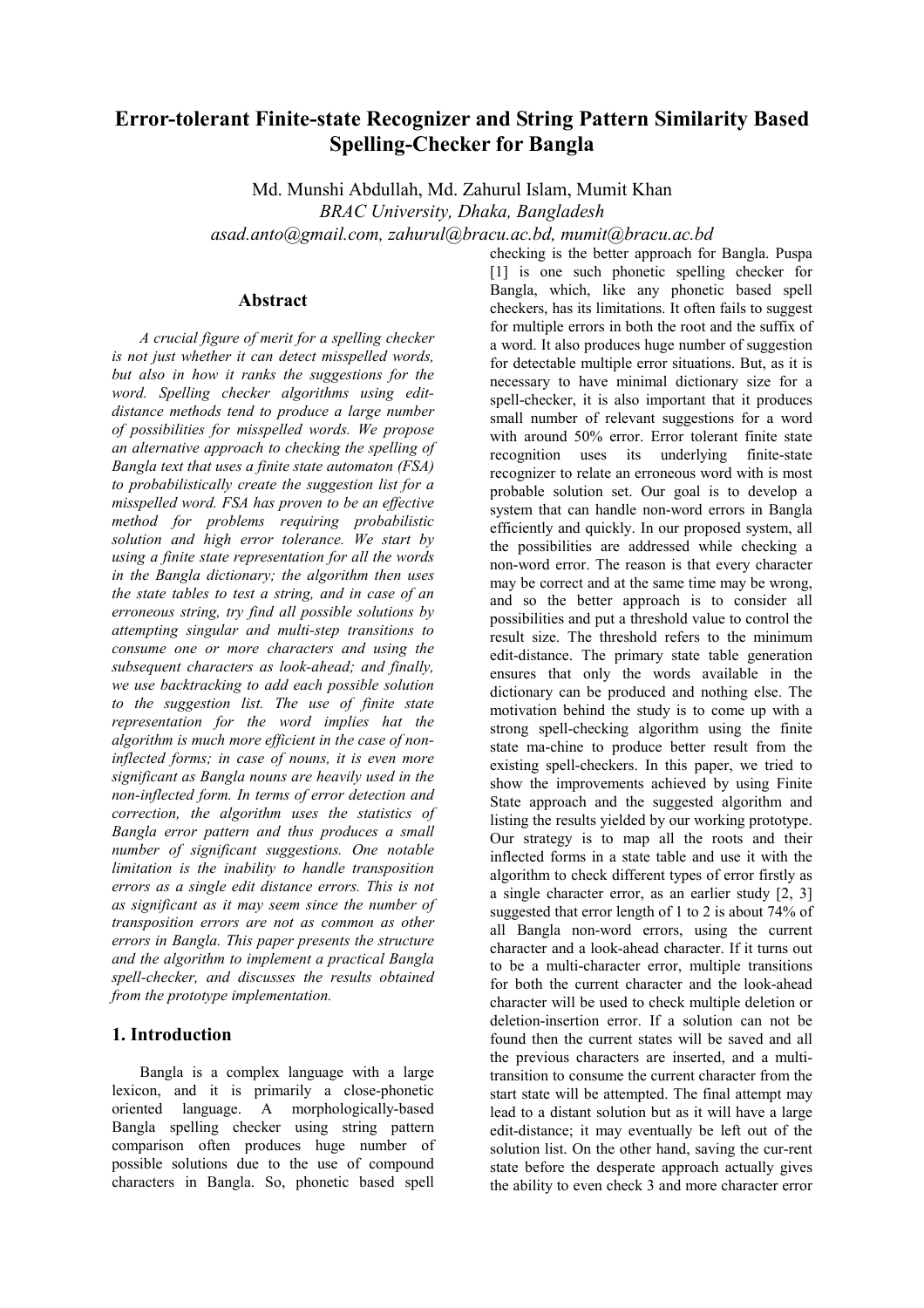# Error-tolerant Finite-state Recognizer and String Pattern Similarity Based Spelling-Checker for Bangla

Md. Munshi Abdullah, Md. Zahurul Islam, Mumit Khan

*BRAC University, Dhaka, Bangladesh*

*asad.anto@gmail.com, zahurul@bracu.ac.bd, mumit@bracu.ac.bd*

## Abstract

*A crucial figure of merit for a spelling checker is not just whether it can detect misspelled words, but also in how it ranks the suggestions for the word. Spelling checker algorithms using edit-distance methods tend to produce a large number of possibilities for misspelled words. We propose an alternative approach to checking the spelling of Bangla text that uses a finite state automaton (FSA) to probabilistically create the suggestion list for a misspelled word. FSA has proven to be an effective method for problems requiring probabilistic solution and high error tolerance. We start by using a finite state representation for all the words in the Bangla dictionary; the algorithm then uses the state tables to test a string, and in case of an erroneous string, try find all possible solutions by attempting singular and multi-step transitions to consume one or more characters and using the subsequent characters as look-ahead; and finally, we use backtracking to add each possible solution to the suggestion list. The use of finite state representation for the word implies hat the algorithm is much more efficient in the case of non-inflected forms; in case of nouns, it is even more significant as Bangla nouns are heavily used in the non-inflected form. In terms of error detection and correction, the algorithm uses the statistics of Bangla error pattern and thus produces a small number of significant suggestions. One notable limitation is the inability to handle transposition errors as a single edit distance errors. This is not as significant as it may seem since the number of transposition errors are not as common as other errors in Bangla. This paper presents the structure and the algorithm to implement a practical Bangla spell-checker, and discusses the results obtained from the prototype implementation.*

## 1. Introduction

Bangla is a complex language with a large lexicon, and it is primarily a close-phonetic oriented language. A morphologically-based Bangla spelling checker using string pattern comparison often produces huge number of possible solutions due to the use of compound characters in Bangla. So, phonetic based spell checking is the better approach for Bangla. Puspa [1] is one such phonetic spelling checker for Bangla, which, like any phonetic based spell checkers, has its limitations. It often fails to suggest for multiple errors in both the root and the suffix of a word. It also produces huge number of suggestion for detectable multiple error situations. But, as it is necessary to have minimal dictionary size for a spell-checker, it is also important that it produces small number of relevant suggestions for a word with around 50% error. Error tolerant finite state recognition uses its underlying finite-state recognizer to relate an erroneous word with is most probable solution set. Our goal is to develop a system that can handle non-word errors in Bangla efficiently and quickly. In our proposed system, all the possibilities are addressed while checking a non-word error. The reason is that every character may be correct and at the same time may be wrong, and so the better approach is to consider all possibilities and put a threshold value to control the result size. The threshold refers to the minimum edit-distance. The primary state table generation ensures that only the words available in the dictionary can be produced and nothing else. The motivation behind the study is to come up with a strong spell-checking algorithm using the finite state ma-chine to produce better result from the existing spell-checkers. In this paper, we tried to show the improvements achieved by using Finite State approach and the suggested algorithm and listing the results yielded by our working prototype. Our strategy is to map all the roots and their inflected forms in a state table and use it with the algorithm to check different types of error firstly as a single character error, as an earlier study [2, 3] suggested that error length of 1 to 2 is about 74% of all Bangla non-word errors, using the current character and a look-ahead character. If it turns out to be a multi-character error, multiple transitions for both the current character and the look-ahead character will be used to check multiple deletion or deletion-insertion error. If a solution can not be found then the current states will be saved and all the previous characters are inserted, and a multi-transition to consume the current character from the start state will be attempted. The final attempt may lead to a distant solution but as it will have a large edit-distance; it may eventually be left out of the solution list. On the other hand, saving the cur-rent state before the desperate approach actually gives the ability to even check 3 and more character error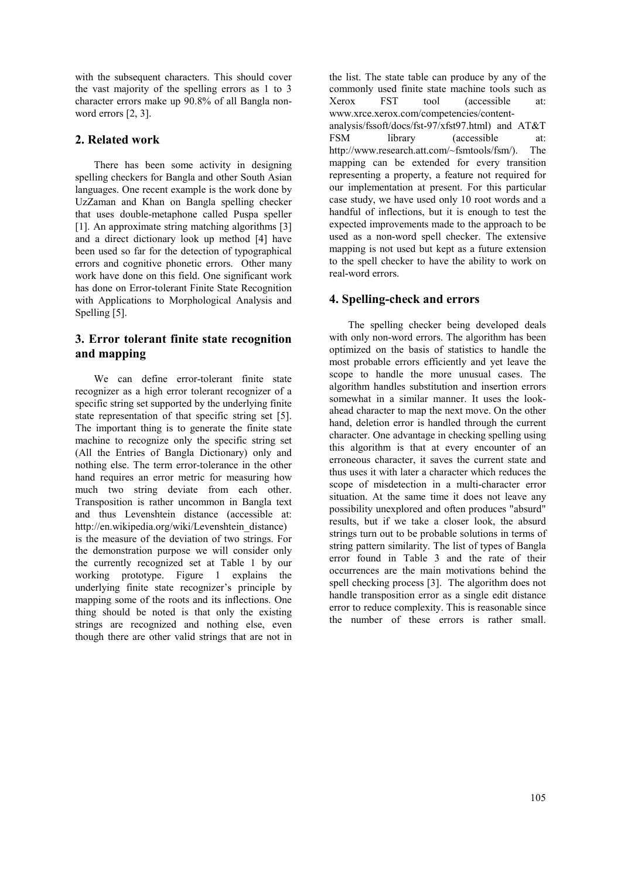with the subsequent characters. This should cover the vast majority of the spelling errors as 1 to 3 character errors make up 90.8% of all Bangla non-word errors [2, 3].

## 2. Related work

There has been some activity in designing spelling checkers for Bangla and other South Asian languages. One recent example is the work done by UzZaman and Khan on Bangla spelling checker that uses double-metaphone called Puspa speller [1]. An approximate string matching algorithms [3] and a direct dictionary look up method [4] have been used so far for the detection of typographical errors and cognitive phonetic errors. Other many work have done on this field. One significant work has done on Error-tolerant Finite State Recognition with Applications to Morphological Analysis and Spelling [5].

## 3. Error tolerant finite state recognition and mapping

We can define error-tolerant finite state recognizer as a high error tolerant recognizer of a specific string set supported by the underlying finite state representation of that specific string set [5]. The important thing is to generate the finite state machine to recognize only the specific string set (All the Entries of Bangla Dictionary) only and nothing else. The term error-tolerance in the other hand requires an error metric for measuring how much two string deviate from each other. Transposition is rather uncommon in Bangla text and thus Levenshtein distance (accessible at: http://en.wikipedia.org/wiki/Levenshtein_distance) is the measure of the deviation of two strings. For the demonstration purpose we will consider only the currently recognized set at Table 1 by our working prototype. Figure 1 explains the underlying finite state recognizer's principle by mapping some of the roots and its inflections. One thing should be noted is that only the existing strings are recognized and nothing else, even though there are other valid strings that are not in the list. The state table can produce by any of the commonly used finite state machine tools such as Xerox FST tool (accessible at: www.xrce.xerox.com/competencies/content-analysis/fssoft/docs/fst-97/xfst97.html) and AT&T FSM library (accessible at: http://www.research.att.com/~fsmtools/fsm/). The mapping can be extended for every transition representing a property, a feature not required for our implementation at present. For this particular case study, we have used only 10 root words and a handful of inflections, but it is enough to test the expected improvements made to the approach to be used as a non-word spell checker. The extensive mapping is not used but kept as a future extension to the spell checker to have the ability to work on real-word errors.

## 4. Spelling-check and errors

The spelling checker being developed deals with only non-word errors. The algorithm has been optimized on the basis of statistics to handle the most probable errors efficiently and yet leave the scope to handle the more unusual cases. The algorithm handles substitution and insertion errors somewhat in a similar manner. It uses the look-ahead character to map the next move. On the other hand, deletion error is handled through the current character. One advantage in checking spelling using this algorithm is that at every encounter of an erroneous character, it saves the current state and thus uses it with later a character which reduces the scope of misdetection in a multi-character error situation. At the same time it does not leave any possibility unexplored and often produces "absurd" results, but if we take a closer look, the absurd strings turn out to be probable solutions in terms of string pattern similarity. The list of types of Bangla error found in Table 3 and the rate of their occurrences are the main motivations behind the spell checking process [3]. The algorithm does not handle transposition error as a single edit distance error to reduce complexity. This is reasonable since the number of these errors is rather small.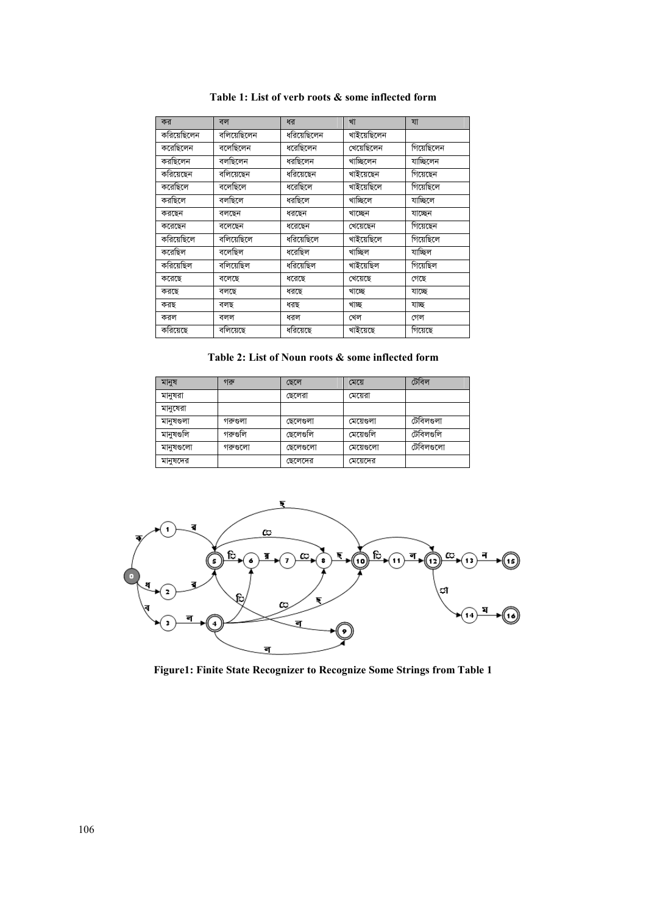**Table 1: List of verb roots & some inflected form**

| কর | বল | ধর | খা | যা |
|---|---|---|---|---|
| করিয়েছিলেন | বলিয়েছিলেন | ধরিয়েছিলেন | খাইয়েছিলেন | |
| করেছিলেন | বলেছিলেন | ধরেছিলেন | খেয়েছিলেন | গিয়েছিলেন |
| করছিলেন | বলছিলেন | ধরছিলেন | খাচ্ছিলেন | যাচ্ছিলেন |
| করিয়েছেন | বলিয়েছেন | ধরিয়েছেন | খাইয়েছেন | গিয়েছেন |
| করেছিলে | বলেছিলে | ধরেছিলে | খাইয়েছিলে | গিয়েছিলে |
| করছিলে | বলছিলে | ধরছিলে | খাচ্ছিলে | যাচ্ছিলে |
| করছেন | বলছেন | ধরছেন | খাচ্ছেন | যাচ্ছেন |
| করেছেন | বলেছেন | ধরেছেন | খেয়েছেন | গিয়েছেন |
| করিয়েছিলে | বলিয়েছিলে | ধরিয়েছিলে | খাইয়েছিলে | গিয়েছিলে |
| করেছিল | বলেছিল | ধরেছিল | খাচ্ছিল | যাচ্ছিল |
| করিয়েছিল | বলিয়েছিল | ধরিয়েছিল | খাইয়েছিল | গিয়েছিল |
| করেছে | বলেছে | ধরেছে | খেয়েছে | গেছে |
| করছে | বলছে | ধরছে | খাচ্ছে | যাচ্ছে |
| করছ | বলছ | ধরছ | খাচ্ছ | যাচ্ছ |
| করল | বলল | ধরল | খেল | গেল |
| করিয়েছে | বলিয়েছে | ধরিয়েছে | খাইয়েছে | গিয়েছে |

**Table 2: List of Noun roots & some inflected form**

| মানুষ | গরু | ছেলে | মেয়ে | টেবিল |
|---|---|---|---|---|
| মানুষরা | | ছেলেরা | মেয়েরা | |
| মানুষেরা | | | | |
| মানুষগুলা | গরুগুলা | ছেলেগুলা | মেয়েগুলা | টেবিলগুলা |
| মানুষগুলি | গরুগুলি | ছেলেগুলি | মেয়েগুলি | টেবিলগুলি |
| মানুষগুলো | গরুগুলো | ছেলেগুলো | মেয়েগুলো | টেবিলগুলো |
| মানুষদের | | ছেলেদের | মেয়েদের | |

**Figure1: Finite State Recognizer to Recognize Some Strings from Table 1**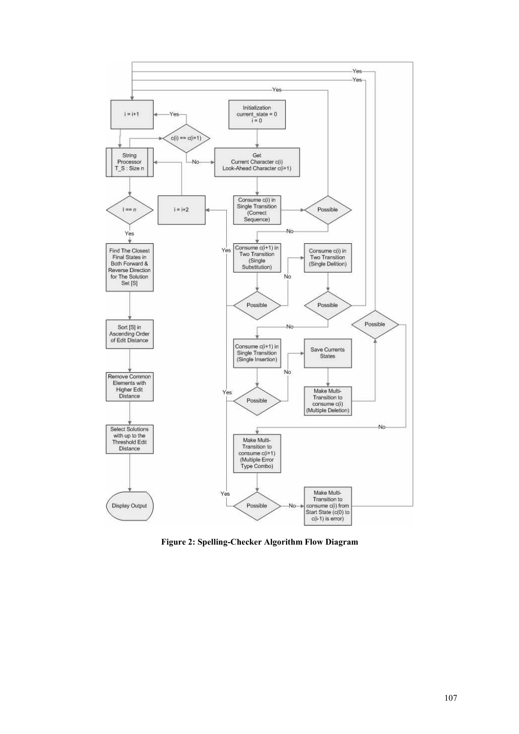**Figure 2: Spelling-Checker Algorithm Flow Diagram**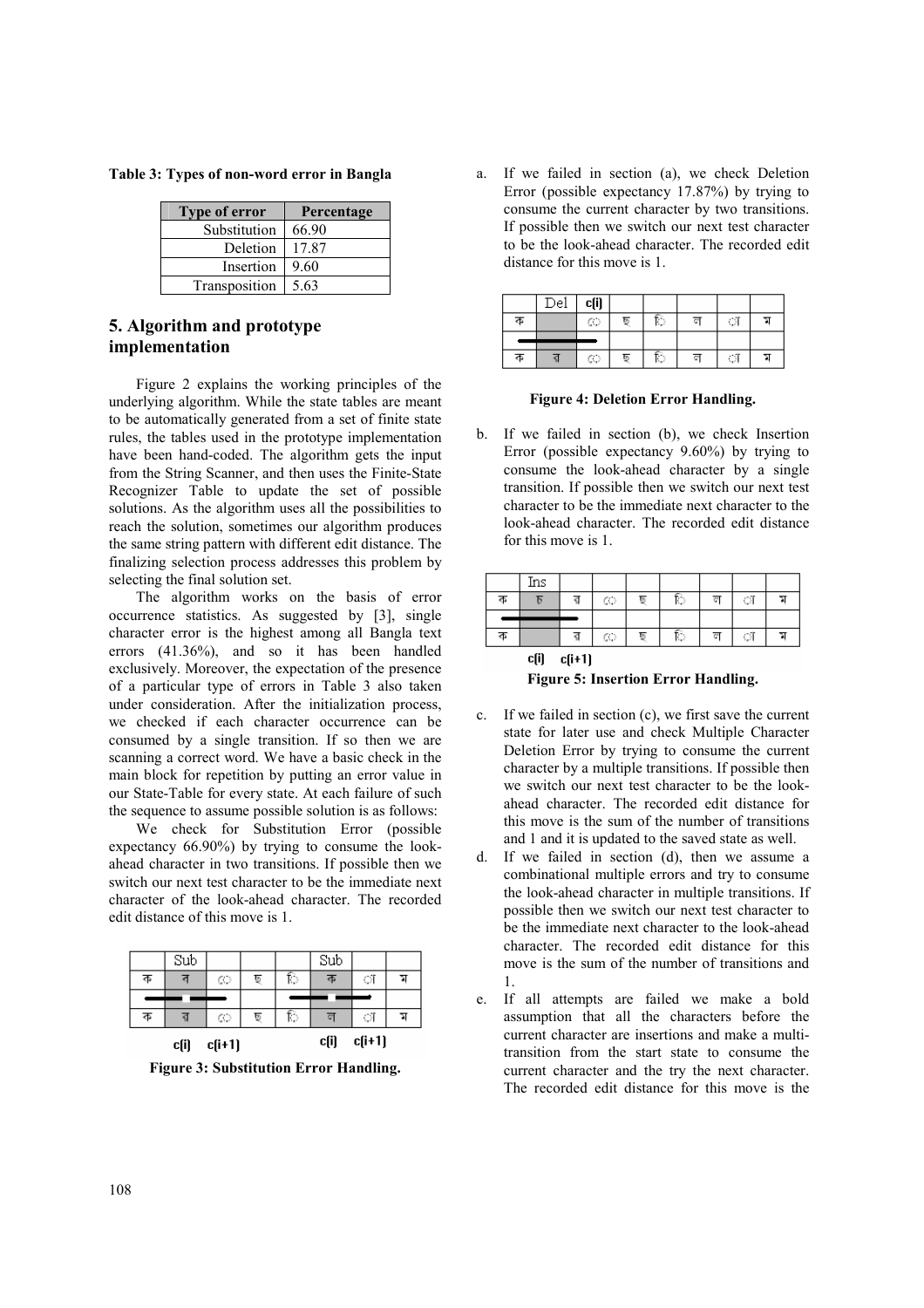**Table 3: Types of non-word error in Bangla**

| Type of error | Percentage |
|---|---|
| Substitution | 66.90 |
| Deletion | 17.87 |
| Insertion | 9.60 |
| Transposition | 5.63 |

## 5. Algorithm and prototype implementation

Figure 2 explains the working principles of the underlying algorithm. While the state tables are meant to be automatically generated from a set of finite state rules, the tables used in the prototype implementation have been hand-coded. The algorithm gets the input from the String Scanner, and then uses the Finite-State Recognizer Table to update the set of possible solutions. As the algorithm uses all the possibilities to reach the solution, sometimes our algorithm produces the same string pattern with different edit distance. The finalizing selection process addresses this problem by selecting the final solution set.

The algorithm works on the basis of error occurrence statistics. As suggested by [3], single character error is the highest among all Bangla text errors (41.36%), and so it has been handled exclusively. Moreover, the expectation of the presence of a particular type of errors in Table 3 also taken under consideration. After the initialization process, we checked if each character occurrence can be consumed by a single transition. If so then we are scanning a correct word. We have a basic check in the main block for repetition by putting an error value in our State-Table for every state. At each failure of such the sequence to assume possible solution is as follows:

We check for Substitution Error (possible expectancy 66.90%) by trying to consume the look-ahead character in two transitions. If possible then we switch our next test character to be the immediate next character of the look-ahead character. The recorded edit distance of this move is 1.

Figure 3: Substitution Error Handling.

a. If we failed in section (a), we check Deletion Error (possible expectancy 17.87%) by trying to consume the current character by two transitions. If possible then we switch our next test character to be the look-ahead character. The recorded edit distance for this move is 1.

Figure 4: Deletion Error Handling.

b. If we failed in section (b), we check Insertion Error (possible expectancy 9.60%) by trying to consume the look-ahead character by a single transition. If possible then we switch our next test character to be the immediate next character to the look-ahead character. The recorded edit distance for this move is 1.

Figure 5: Insertion Error Handling.

c. If we failed in section (c), we first save the current state for later use and check Multiple Character Deletion Error by trying to consume the current character by a multiple transitions. If possible then we switch our next test character to be the look-ahead character. The recorded edit distance for this move is the sum of the number of transitions and 1 and it is updated to the saved state as well.

d. If we failed in section (d), then we assume a combinational multiple errors and try to consume the look-ahead character in multiple transitions. If possible then we switch our next test character to be the immediate next character to the look-ahead character. The recorded edit distance for this move is the sum of the number of transitions and 1.

e. If all attempts are failed we make a bold assumption that all the characters before the current character are insertions and make a multi-transition from the start state to consume the current character and the try the next character. The recorded edit distance for this move is the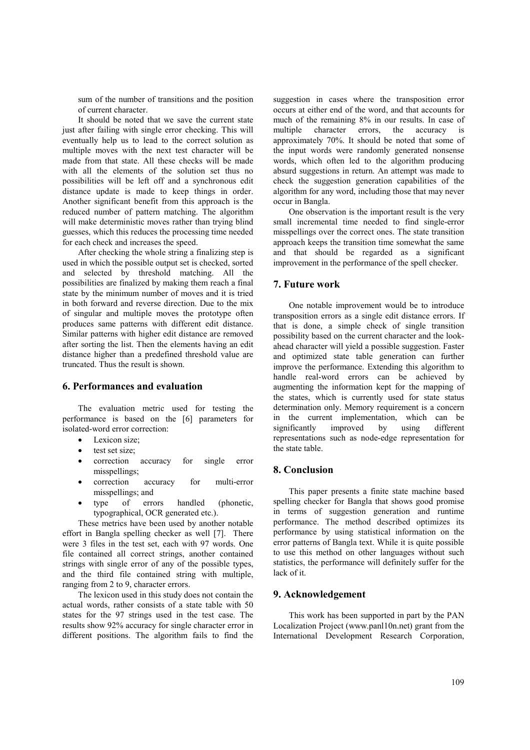sum of the number of transitions and the position of current character.

It should be noted that we save the current state just after failing with single error checking. This will eventually help us to lead to the correct solution as multiple moves with the next test character will be made from that state. All these checks will be made with all the elements of the solution set thus no possibilities will be left off and a synchronous edit distance update is made to keep things in order. Another significant benefit from this approach is the reduced number of pattern matching. The algorithm will make deterministic moves rather than trying blind guesses, which this reduces the processing time needed for each check and increases the speed.

After checking the whole string a finalizing step is used in which the possible output set is checked, sorted and selected by threshold matching. All the possibilities are finalized by making them reach a final state by the minimum number of moves and it is tried in both forward and reverse direction. Due to the mix of singular and multiple moves the prototype often produces same patterns with different edit distance. Similar patterns with higher edit distance are removed after sorting the list. Then the elements having an edit distance higher than a predefined threshold value are truncated. Thus the result is shown.

## 6. Performances and evaluation

The evaluation metric used for testing the performance is based on the [6] parameters for isolated-word error correction:

- Lexicon size;
- test set size;
- correction accuracy for single error misspellings;
- correction accuracy for multi-error misspellings; and
- type of errors handled (phonetic, typographical, OCR generated etc.).

These metrics have been used by another notable effort in Bangla spelling checker as well [7]. There were 3 files in the test set, each with 97 words. One file contained all correct strings, another contained strings with single error of any of the possible types, and the third file contained string with multiple, ranging from 2 to 9, character errors.

The lexicon used in this study does not contain the actual words, rather consists of a state table with 50 states for the 97 strings used in the test case. The results show 92% accuracy for single character error in different positions. The algorithm fails to find the suggestion in cases where the transposition error occurs at either end of the word, and that accounts for much of the remaining 8% in our results. In case of multiple character errors, the accuracy is approximately 70%. It should be noted that some of the input words were randomly generated nonsense words, which often led to the algorithm producing absurd suggestions in return. An attempt was made to check the suggestion generation capabilities of the algorithm for any word, including those that may never occur in Bangla.

One observation is the important result is the very small incremental time needed to find single-error misspellings over the correct ones. The state transition approach keeps the transition time somewhat the same and that should be regarded as a significant improvement in the performance of the spell checker.

## 7. Future work

One notable improvement would be to introduce transposition errors as a single edit distance errors. If that is done, a simple check of single transition possibility based on the current character and the look-ahead character will yield a possible suggestion. Faster and optimized state table generation can further improve the performance. Extending this algorithm to handle real-word errors can be achieved by augmenting the information kept for the mapping of the states, which is currently used for state status determination only. Memory requirement is a concern in the current implementation, which can be significantly improved by using different representations such as node-edge representation for the state table.

## 8. Conclusion

This paper presents a finite state machine based spelling checker for Bangla that shows good promise in terms of suggestion generation and runtime performance. The method described optimizes its performance by using statistical information on the error patterns of Bangla text. While it is quite possible to use this method on other languages without such statistics, the performance will definitely suffer for the lack of it.

## 9. Acknowledgement

This work has been supported in part by the PAN Localization Project (www.panl10n.net) grant from the International Development Research Corporation,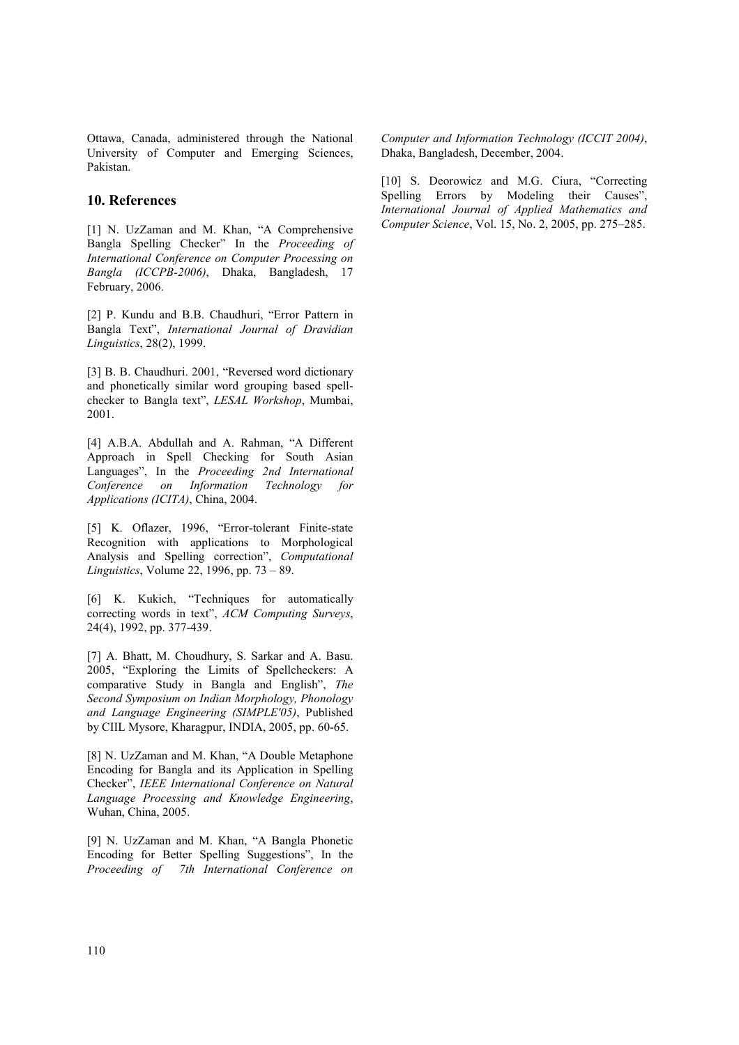Ottawa, Canada, administered through the National University of Computer and Emerging Sciences, Pakistan.

## 10. References

[1] N. UzZaman and M. Khan, "A Comprehensive Bangla Spelling Checker" In the *Proceeding of International Conference on Computer Processing on Bangla (ICCPB-2006)*, Dhaka, Bangladesh, 17 February, 2006.

[2] P. Kundu and B.B. Chaudhuri, "Error Pattern in Bangla Text", *International Journal of Dravidian Linguistics*, 28(2), 1999.

[3] B. B. Chaudhuri. 2001, "Reversed word dictionary and phonetically similar word grouping based spell-checker to Bangla text", *LESAL Workshop*, Mumbai, 2001.

[4] A.B.A. Abdullah and A. Rahman, "A Different Approach in Spell Checking for South Asian Languages", In the *Proceeding 2nd International Conference on Information Technology for Applications (ICITA)*, China, 2004.

[5] K. Oflazer, 1996, "Error-tolerant Finite-state Recognition with applications to Morphological Analysis and Spelling correction", *Computational Linguistics*, Volume 22, 1996, pp. 73 – 89.

[6] K. Kukich, "Techniques for automatically correcting words in text", *ACM Computing Surveys*, 24(4), 1992, pp. 377-439.

[7] A. Bhatt, M. Choudhury, S. Sarkar and A. Basu. 2005, "Exploring the Limits of Spellcheckers: A comparative Study in Bangla and English", *The Second Symposium on Indian Morphology, Phonology and Language Engineering (SIMPLE'05)*, Published by CIIL Mysore, Kharagpur, INDIA, 2005, pp. 60-65.

[8] N. UzZaman and M. Khan, "A Double Metaphone Encoding for Bangla and its Application in Spelling Checker", *IEEE International Conference on Natural Language Processing and Knowledge Engineering*, Wuhan, China, 2005.

[9] N. UzZaman and M. Khan, "A Bangla Phonetic Encoding for Better Spelling Suggestions", In the *Proceeding of 7th International Conference on Computer and Information Technology (ICCIT 2004)*, Dhaka, Bangladesh, December, 2004.

[10] S. Deorowicz and M.G. Ciura, "Correcting Spelling Errors by Modeling their Causes", *International Journal of Applied Mathematics and Computer Science*, Vol. 15, No. 2, 2005, pp. 275–285.